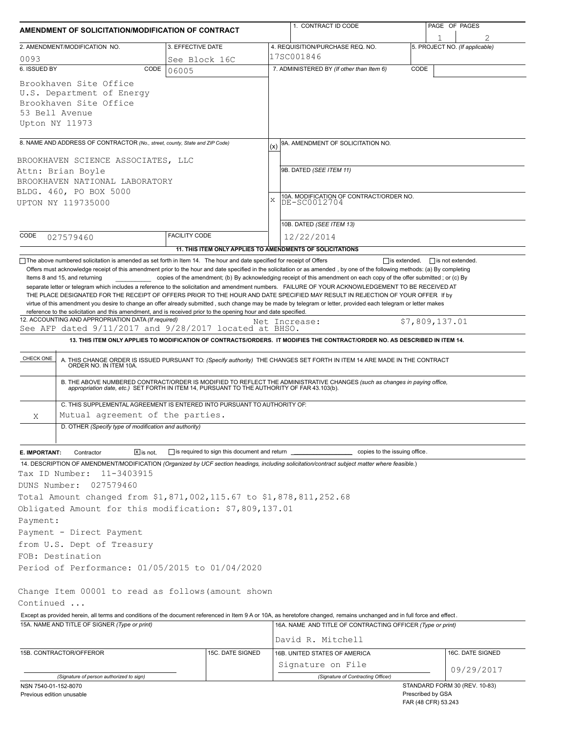## AMENDMENT OF SOLICITATION/MODIFICATION OF CONTRACT

| 1. CONTRACT ID CODE | PAGE OF PAGES |
|---|---|
| | 1 / 2 |

| 2. AMENDMENT/MODIFICATION NO. | 3. EFFECTIVE DATE | 4. REQUISITION/PURCHASE REQ. NO. | 5. PROJECT NO. (If applicable) |
|---|---|---|---|
| 0093 | See Block 16C | 17SC001846 | |

**6. ISSUED BY** CODE 06005

Brookhaven Site Office
U.S. Department of Energy
Brookhaven Site Office
53 Bell Avenue
Upton NY 11973

**7. ADMINISTERED BY** *(If other than Item 6)* CODE

**8. NAME AND ADDRESS OF CONTRACTOR** *(No., street, county, State and ZIP Code)*

BROOKHAVEN SCIENCE ASSOCIATES, LLC
Attn: Brian Boyle
BROOKHAVEN NATIONAL LABORATORY
BLDG. 460, PO BOX 5000
UPTON NY 119735000

CODE 027579460 FACILITY CODE

(x) 9A. AMENDMENT OF SOLICITATION NO.

9B. DATED *(SEE ITEM 11)*

X 10A. MODIFICATION OF CONTRACT/ORDER NO.
DE-SC0012704

10B. DATED *(SEE ITEM 13)*
12/22/2014

**11. THIS ITEM ONLY APPLIES TO AMENDMENTS OF SOLICITATIONS**

☐ The above numbered solicitation is amended as set forth in Item 14. The hour and date specified for receipt of Offers ☐ is extended, ☐ is not extended.

Offers must acknowledge receipt of this amendment prior to the hour and date specified in the solicitation or as amended , by one of the following methods: (a) By completing Items 8 and 15, and returning __________ copies of the amendment; (b) By acknowledging receipt of this amendment on each copy of the offer submitted ; or (c) By separate letter or telegram which includes a reference to the solicitation and amendment numbers. FAILURE OF YOUR ACKNOWLEDGEMENT TO BE RECEIVED AT THE PLACE DESIGNATED FOR THE RECEIPT OF OFFERS PRIOR TO THE HOUR AND DATE SPECIFIED MAY RESULT IN REJECTION OF YOUR OFFER If by virtue of this amendment you desire to change an offer already submitted , such change may be made by telegram or letter, provided each telegram or letter makes reference to the solicitation and this amendment, and is received prior to the opening hour and date specified.

**12. ACCOUNTING AND APPROPRIATION DATA** *(If required)*
See AFP dated 9/11/2017 and 9/28/2017 located at BHSO. Net Increase: $7,809,137.01

**13. THIS ITEM ONLY APPLIES TO MODIFICATION OF CONTRACTS/ORDERS. IT MODIFIES THE CONTRACT/ORDER NO. AS DESCRIBED IN ITEM 14.**

| CHECK ONE | |
|---|---|
| | A. THIS CHANGE ORDER IS ISSUED PURSUANT TO: *(Specify authority)* THE CHANGES SET FORTH IN ITEM 14 ARE MADE IN THE CONTRACT ORDER NO. IN ITEM 10A. |
| | B. THE ABOVE NUMBERED CONTRACT/ORDER IS MODIFIED TO REFLECT THE ADMINISTRATIVE CHANGES *(such as changes in paying office, appropriation date, etc.)* SET FORTH IN ITEM 14, PURSUANT TO THE AUTHORITY OF FAR 43.103(b). |
| X | C. THIS SUPPLEMENTAL AGREEMENT IS ENTERED INTO PURSUANT TO AUTHORITY OF: Mutual agreement of the parties. |
| | D. OTHER *(Specify type of modification and authority)* |

**E. IMPORTANT:** Contractor ☒ is not, ☐ is required to sign this document and return __________ copies to the issuing office.

**14. DESCRIPTION OF AMENDMENT/MODIFICATION** *(Organized by UCF section headings, including solicitation/contract subject matter where feasible.)*

Tax ID Number: 11-3403915
DUNS Number: 027579460
Total Amount changed from $1,871,002,115.67 to $1,878,811,252.68
Obligated Amount for this modification: $7,809,137.01
Payment:
Payment - Direct Payment
from U.S. Dept of Treasury
FOB: Destination
Period of Performance: 01/05/2015 to 01/04/2020

Change Item 00001 to read as follows(amount shown
Continued ...

Except as provided herein, all terms and conditions of the document referenced in Item 9 A or 10A, as heretofore changed, remains unchanged and in full force and effect.

| 15A. NAME AND TITLE OF SIGNER (Type or print) | | 16A. NAME AND TITLE OF CONTRACTING OFFICER (Type or print) | |
|---|---|---|---|
| | | David R. Mitchell | |
| **15B. CONTRACTOR/OFFEROR** | **15C. DATE SIGNED** | **16B. UNITED STATES OF AMERICA** | **16C. DATE SIGNED** |
| (Signature of person authorized to sign) | | Signature on File (Signature of Contracting Officer) | 09/29/2017 |

NSN 7540-01-152-8070
Previous edition unusable

STANDARD FORM 30 (REV. 10-83)
Prescribed by GSA
FAR (48 CFR) 53.243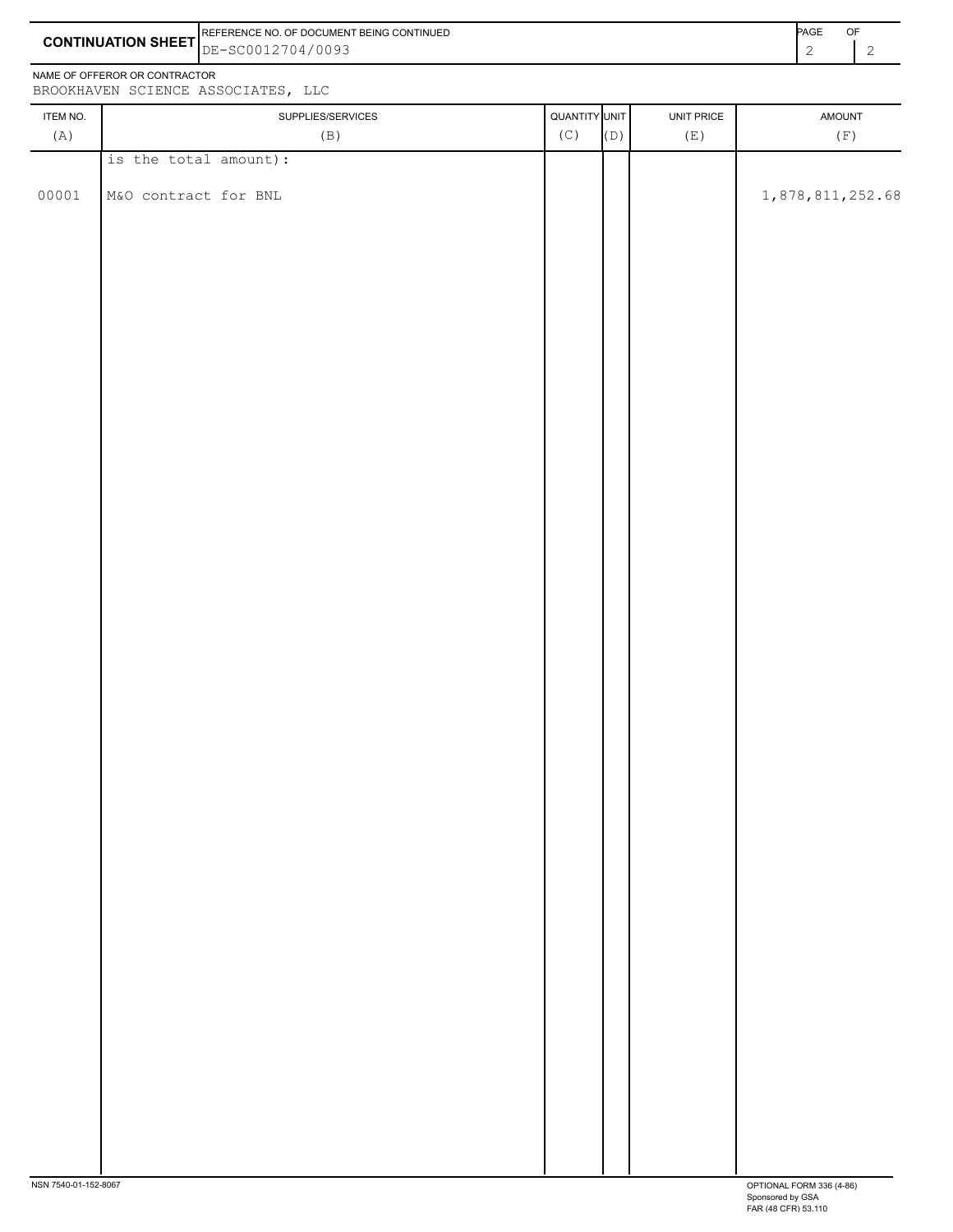**CONTINUATION SHEET**

REFERENCE NO. OF DOCUMENT BEING CONTINUED: DE-SC0012704/0093

NAME OF OFFEROR OR CONTRACTOR: BROOKHAVEN SCIENCE ASSOCIATES, LLC

| ITEM NO. (A) | SUPPLIES/SERVICES (B) | QUANTITY (C) | UNIT (D) | UNIT PRICE (E) | AMOUNT (F) |
|---|---|---|---|---|---|
| | is the total amount): | | | | |
| 00001 | M&O contract for BNL | | | | 1,878,811,252.68 |

NSN 7540-01-152-8067

OPTIONAL FORM 336 (4-86)
Sponsored by GSA
FAR (48 CFR) 53.110